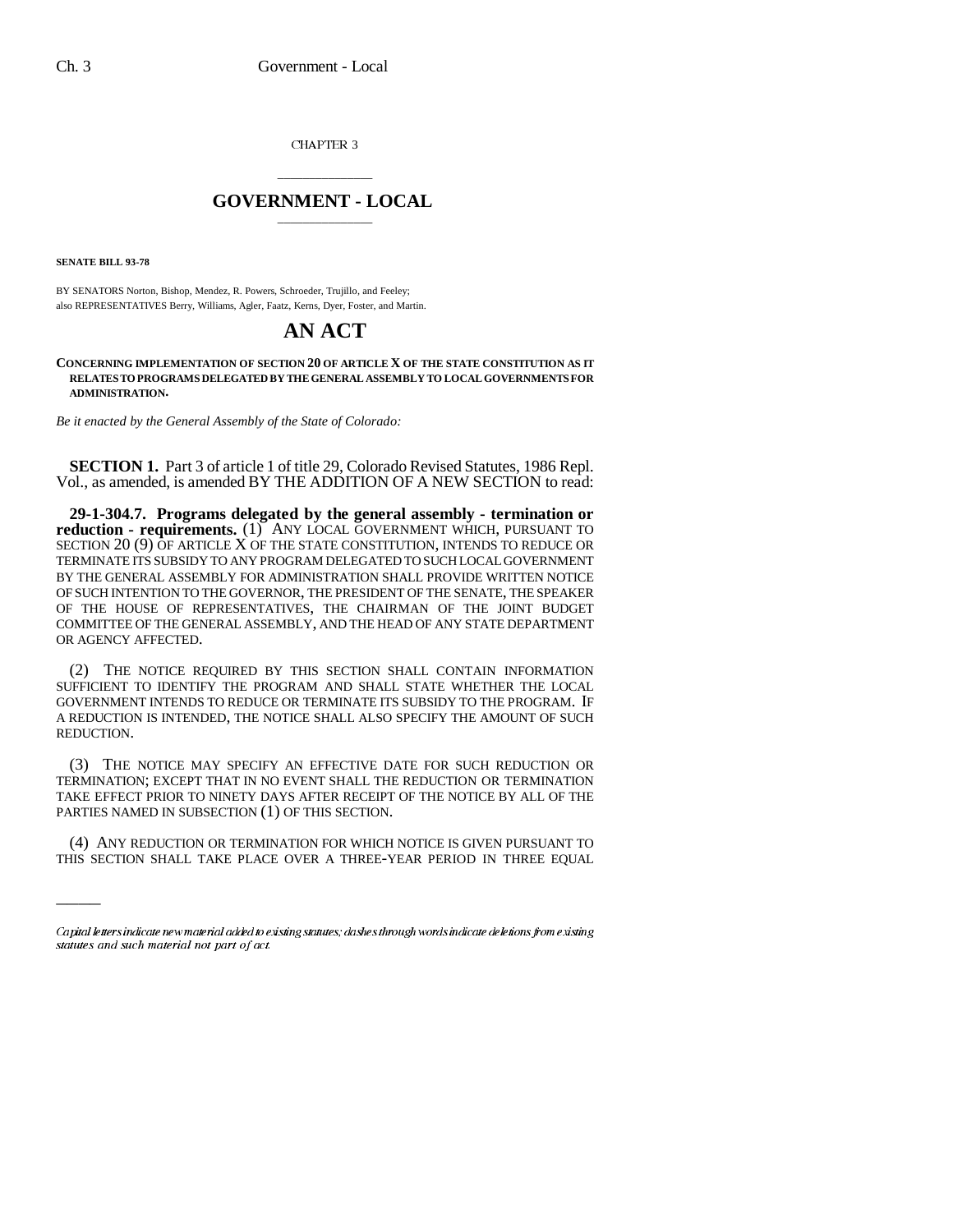CHAPTER 3

# GOVERNMENT - LOCAL

**SENATE BILL 93-78**

BY SENATORS Norton, Bishop, Mendez, R. Powers, Schroeder, Trujillo, and Feeley;
also REPRESENTATIVES Berry, Williams, Agler, Faatz, Kerns, Dyer, Foster, and Martin.

# AN ACT

**CONCERNING IMPLEMENTATION OF SECTION 20 OF ARTICLE X OF THE STATE CONSTITUTION AS IT RELATES TO PROGRAMS DELEGATED BY THE GENERAL ASSEMBLY TO LOCAL GOVERNMENTS FOR ADMINISTRATION.**

*Be it enacted by the General Assembly of the State of Colorado:*

**SECTION 1.** Part 3 of article 1 of title 29, Colorado Revised Statutes, 1986 Repl. Vol., as amended, is amended BY THE ADDITION OF A NEW SECTION to read:

**29-1-304.7. Programs delegated by the general assembly - termination or reduction - requirements.** (1) ANY LOCAL GOVERNMENT WHICH, PURSUANT TO SECTION 20 (9) OF ARTICLE X OF THE STATE CONSTITUTION, INTENDS TO REDUCE OR TERMINATE ITS SUBSIDY TO ANY PROGRAM DELEGATED TO SUCH LOCAL GOVERNMENT BY THE GENERAL ASSEMBLY FOR ADMINISTRATION SHALL PROVIDE WRITTEN NOTICE OF SUCH INTENTION TO THE GOVERNOR, THE PRESIDENT OF THE SENATE, THE SPEAKER OF THE HOUSE OF REPRESENTATIVES, THE CHAIRMAN OF THE JOINT BUDGET COMMITTEE OF THE GENERAL ASSEMBLY, AND THE HEAD OF ANY STATE DEPARTMENT OR AGENCY AFFECTED.

(2) THE NOTICE REQUIRED BY THIS SECTION SHALL CONTAIN INFORMATION SUFFICIENT TO IDENTIFY THE PROGRAM AND SHALL STATE WHETHER THE LOCAL GOVERNMENT INTENDS TO REDUCE OR TERMINATE ITS SUBSIDY TO THE PROGRAM. IF A REDUCTION IS INTENDED, THE NOTICE SHALL ALSO SPECIFY THE AMOUNT OF SUCH REDUCTION.

(3) THE NOTICE MAY SPECIFY AN EFFECTIVE DATE FOR SUCH REDUCTION OR TERMINATION; EXCEPT THAT IN NO EVENT SHALL THE REDUCTION OR TERMINATION TAKE EFFECT PRIOR TO NINETY DAYS AFTER RECEIPT OF THE NOTICE BY ALL OF THE PARTIES NAMED IN SUBSECTION (1) OF THIS SECTION.

(4) ANY REDUCTION OR TERMINATION FOR WHICH NOTICE IS GIVEN PURSUANT TO THIS SECTION SHALL TAKE PLACE OVER A THREE-YEAR PERIOD IN THREE EQUAL

*Capital letters indicate new material added to existing statutes; dashes through words indicate deletions from existing statutes and such material not part of act.*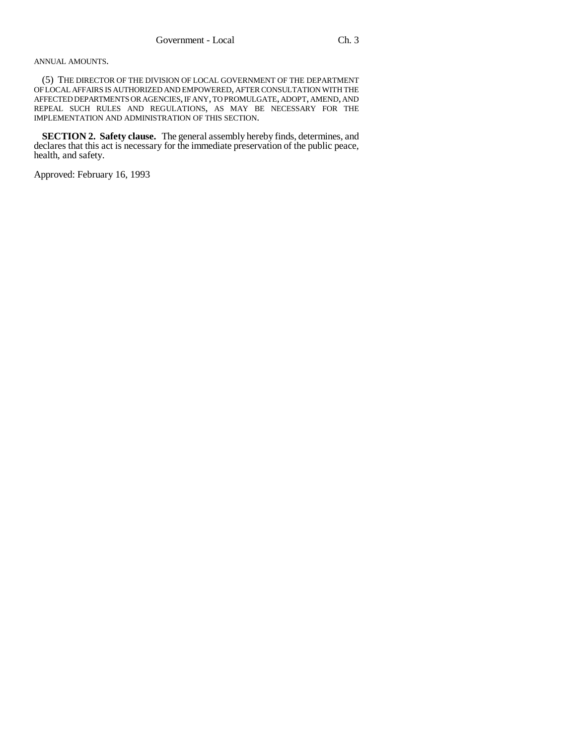ANNUAL AMOUNTS.

(5) THE DIRECTOR OF THE DIVISION OF LOCAL GOVERNMENT OF THE DEPARTMENT OF LOCAL AFFAIRS IS AUTHORIZED AND EMPOWERED, AFTER CONSULTATION WITH THE AFFECTED DEPARTMENTS OR AGENCIES, IF ANY, TO PROMULGATE, ADOPT, AMEND, AND REPEAL SUCH RULES AND REGULATIONS, AS MAY BE NECESSARY FOR THE IMPLEMENTATION AND ADMINISTRATION OF THIS SECTION.

**SECTION 2. Safety clause.** The general assembly hereby finds, determines, and declares that this act is necessary for the immediate preservation of the public peace, health, and safety.

Approved: February 16, 1993